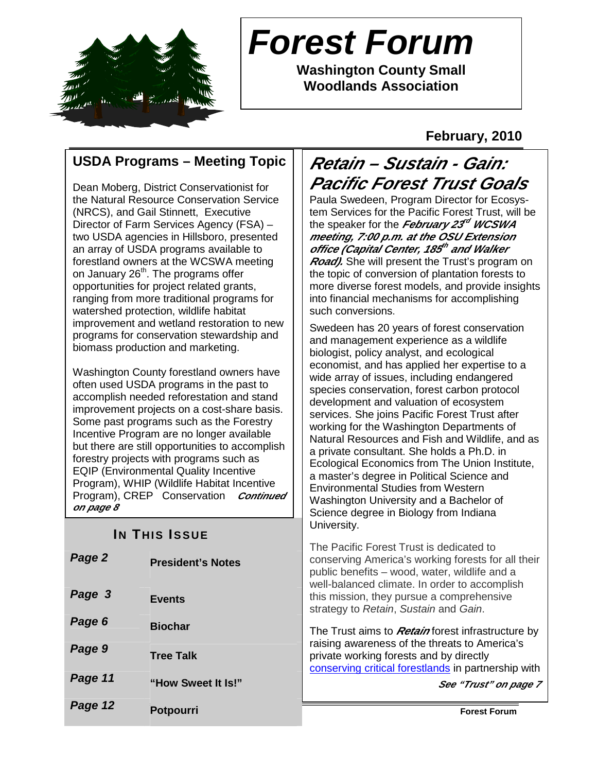# Forest Forum

**Washington County Small Woodlands Association**

**February, 2010**

## USDA Programs – Meeting Topic

Dean Moberg, District Conservationist for the Natural Resource Conservation Service (NRCS), and Gail Stinnett, Executive Director of Farm Services Agency (FSA) – two USDA agencies in Hillsboro, presented an array of USDA programs available to forestland owners at the WCSWA meeting on January 26th. The programs offer opportunities for project related grants, ranging from more traditional programs for watershed protection, wildlife habitat improvement and wetland restoration to new programs for conservation stewardship and biomass production and marketing.

Washington County forestland owners have often used USDA programs in the past to accomplish needed reforestation and stand improvement projects on a cost-share basis. Some past programs such as the Forestry Incentive Program are no longer available but there are still opportunities to accomplish forestry projects with programs such as EQIP (Environmental Quality Incentive Program), WHIP (Wildlife Habitat Incentive Program), CREP Conservation ***Continued on page 8***

### In This Issue

| | |
|---|---|
| ***Page 2*** | **President's Notes** |
| ***Page 3*** | **Events** |
| ***Page 6*** | **Biochar** |
| ***Page 9*** | **Tree Talk** |
| ***Page 11*** | **"How Sweet It Is!"** |
| ***Page 12*** | **Potpourri** |

## *Retain – Sustain - Gain: Pacific Forest Trust Goals*

Paula Swedeen, Program Director for Ecosystem Services for the Pacific Forest Trust, will be the speaker for the ***February 23rd WCSWA meeting, 7:00 p.m. at the OSU Extension office (Capital Center, 185th and Walker Road).*** She will present the Trust's program on the topic of conversion of plantation forests to more diverse forest models, and provide insights into financial mechanisms for accomplishing such conversions.

Swedeen has 20 years of forest conservation and management experience as a wildlife biologist, policy analyst, and ecological economist, and has applied her expertise to a wide array of issues, including endangered species conservation, forest carbon protocol development and valuation of ecosystem services. She joins Pacific Forest Trust after working for the Washington Departments of Natural Resources and Fish and Wildlife, and as a private consultant. She holds a Ph.D. in Ecological Economics from The Union Institute, a master's degree in Political Science and Environmental Studies from Western Washington University and a Bachelor of Science degree in Biology from Indiana University.

The Pacific Forest Trust is dedicated to conserving America's working forests for all their public benefits – wood, water, wildlife and a well-balanced climate. In order to accomplish this mission, they pursue a comprehensive strategy to *Retain*, *Sustain* and *Gain*.

The Trust aims to ***Retain*** forest infrastructure by raising awareness of the threats to America's private working forests and by directly conserving critical forestlands in partnership with

***See "Trust" on page 7***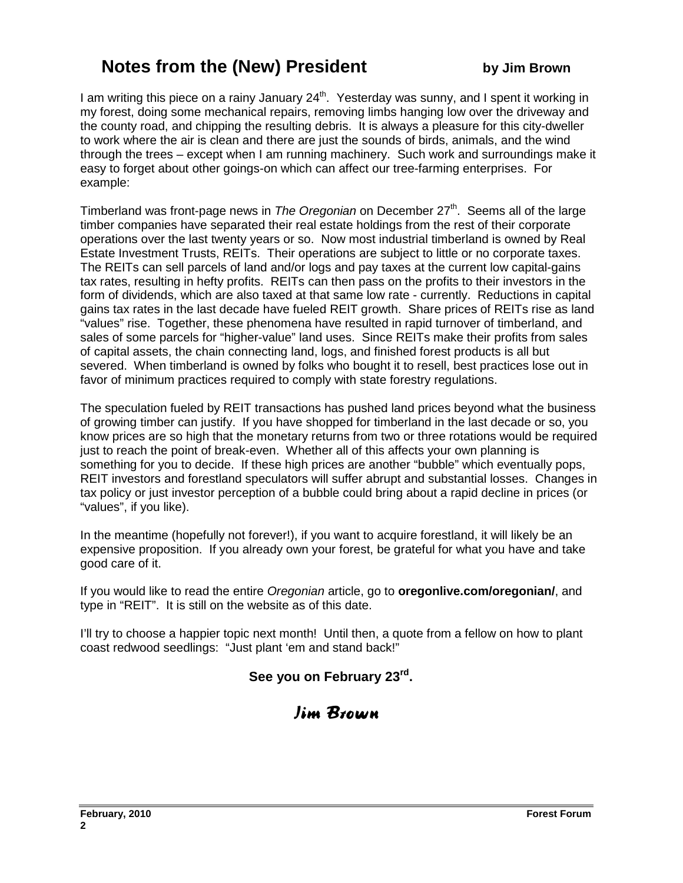## Notes from the (New) President

**by Jim Brown**

I am writing this piece on a rainy January 24th. Yesterday was sunny, and I spent it working in my forest, doing some mechanical repairs, removing limbs hanging low over the driveway and the county road, and chipping the resulting debris. It is always a pleasure for this city-dweller to work where the air is clean and there are just the sounds of birds, animals, and the wind through the trees – except when I am running machinery. Such work and surroundings make it easy to forget about other goings-on which can affect our tree-farming enterprises. For example:

Timberland was front-page news in *The Oregonian* on December 27th. Seems all of the large timber companies have separated their real estate holdings from the rest of their corporate operations over the last twenty years or so. Now most industrial timberland is owned by Real Estate Investment Trusts, REITs. Their operations are subject to little or no corporate taxes. The REITs can sell parcels of land and/or logs and pay taxes at the current low capital-gains tax rates, resulting in hefty profits. REITs can then pass on the profits to their investors in the form of dividends, which are also taxed at that same low rate - currently. Reductions in capital gains tax rates in the last decade have fueled REIT growth. Share prices of REITs rise as land "values" rise. Together, these phenomena have resulted in rapid turnover of timberland, and sales of some parcels for "higher-value" land uses. Since REITs make their profits from sales of capital assets, the chain connecting land, logs, and finished forest products is all but severed. When timberland is owned by folks who bought it to resell, best practices lose out in favor of minimum practices required to comply with state forestry regulations.

The speculation fueled by REIT transactions has pushed land prices beyond what the business of growing timber can justify. If you have shopped for timberland in the last decade or so, you know prices are so high that the monetary returns from two or three rotations would be required just to reach the point of break-even. Whether all of this affects your own planning is something for you to decide. If these high prices are another "bubble" which eventually pops, REIT investors and forestland speculators will suffer abrupt and substantial losses. Changes in tax policy or just investor perception of a bubble could bring about a rapid decline in prices (or "values", if you like).

In the meantime (hopefully not forever!), if you want to acquire forestland, it will likely be an expensive proposition. If you already own your forest, be grateful for what you have and take good care of it.

If you would like to read the entire *Oregonian* article, go to **oregonlive.com/oregonian/**, and type in "REIT". It is still on the website as of this date.

I'll try to choose a happier topic next month! Until then, a quote from a fellow on how to plant coast redwood seedlings: "Just plant 'em and stand back!"

**See you on February 23rd.**

*Jim Brown*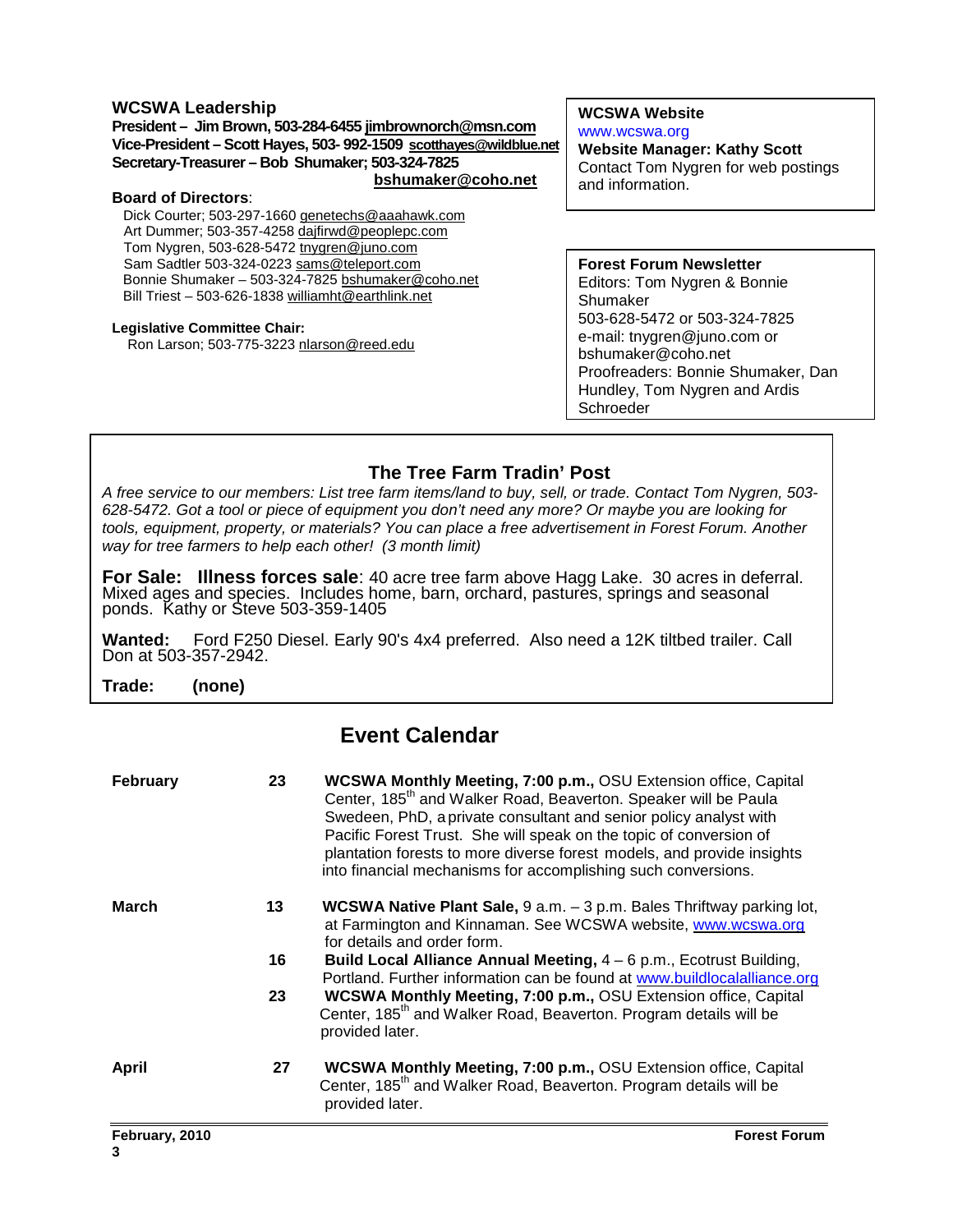## WCSWA Leadership

**President – Jim Brown, 503-284-6455 jimbrownorch@msn.com**
**Vice-President – Scott Hayes, 503- 992-1509 scotthayes@wildblue.net**
**Secretary-Treasurer – Bob Shumaker; 503-324-7825 bshumaker@coho.net**

**Board of Directors**:

Dick Courter; 503-297-1660 genetechs@aaahawk.com
Art Dummer; 503-357-4258 dajfirwd@peoplepc.com
Tom Nygren, 503-628-5472 tnygren@juno.com
Sam Sadtler 503-324-0223 sams@teleport.com
Bonnie Shumaker – 503-324-7825 bshumaker@coho.net
Bill Triest – 503-626-1838 williamht@earthlink.net

**Legislative Committee Chair:**
Ron Larson; 503-775-3223 nlarson@reed.edu

**WCSWA Website**
www.wcswa.org
**Website Manager: Kathy Scott**
Contact Tom Nygren for web postings and information.

**Forest Forum Newsletter**
Editors: Tom Nygren & Bonnie Shumaker
503-628-5472 or 503-324-7825
e-mail: tnygren@juno.com or bshumaker@coho.net
Proofreaders: Bonnie Shumaker, Dan Hundley, Tom Nygren and Ardis Schroeder

## The Tree Farm Tradin' Post

*A free service to our members: List tree farm items/land to buy, sell, or trade. Contact Tom Nygren, 503-628-5472. Got a tool or piece of equipment you don't need any more? Or maybe you are looking for tools, equipment, property, or materials? You can place a free advertisement in Forest Forum. Another way for tree farmers to help each other! (3 month limit)*

**For Sale: Illness forces sale**: 40 acre tree farm above Hagg Lake. 30 acres in deferral. Mixed ages and species. Includes home, barn, orchard, pastures, springs and seasonal ponds. Kathy or Steve 503-359-1405

**Wanted:** Ford F250 Diesel. Early 90's 4x4 preferred. Also need a 12K tiltbed trailer. Call Don at 503-357-2942.

**Trade:** **(none)**

## Event Calendar

| | | |
|---|---|---|
| **February** | **23** | **WCSWA Monthly Meeting, 7:00 p.m.,** OSU Extension office, Capital Center, 185th and Walker Road, Beaverton. Speaker will be Paula Swedeen, PhD, a private consultant and senior policy analyst with Pacific Forest Trust. She will speak on the topic of conversion of plantation forests to more diverse forest models, and provide insights into financial mechanisms for accomplishing such conversions. |
| **March** | **13** | **WCSWA Native Plant Sale,** 9 a.m. – 3 p.m. Bales Thriftway parking lot, at Farmington and Kinnaman. See WCSWA website, www.wcswa.org for details and order form. |
| | **16** | **Build Local Alliance Annual Meeting,** 4 – 6 p.m., Ecotrust Building, Portland. Further information can be found at www.buildlocalalliance.org |
| | **23** | **WCSWA Monthly Meeting, 7:00 p.m.,** OSU Extension office, Capital Center, 185th and Walker Road, Beaverton. Program details will be provided later. |
| **April** | **27** | **WCSWA Monthly Meeting, 7:00 p.m.,** OSU Extension office, Capital Center, 185th and Walker Road, Beaverton. Program details will be provided later. |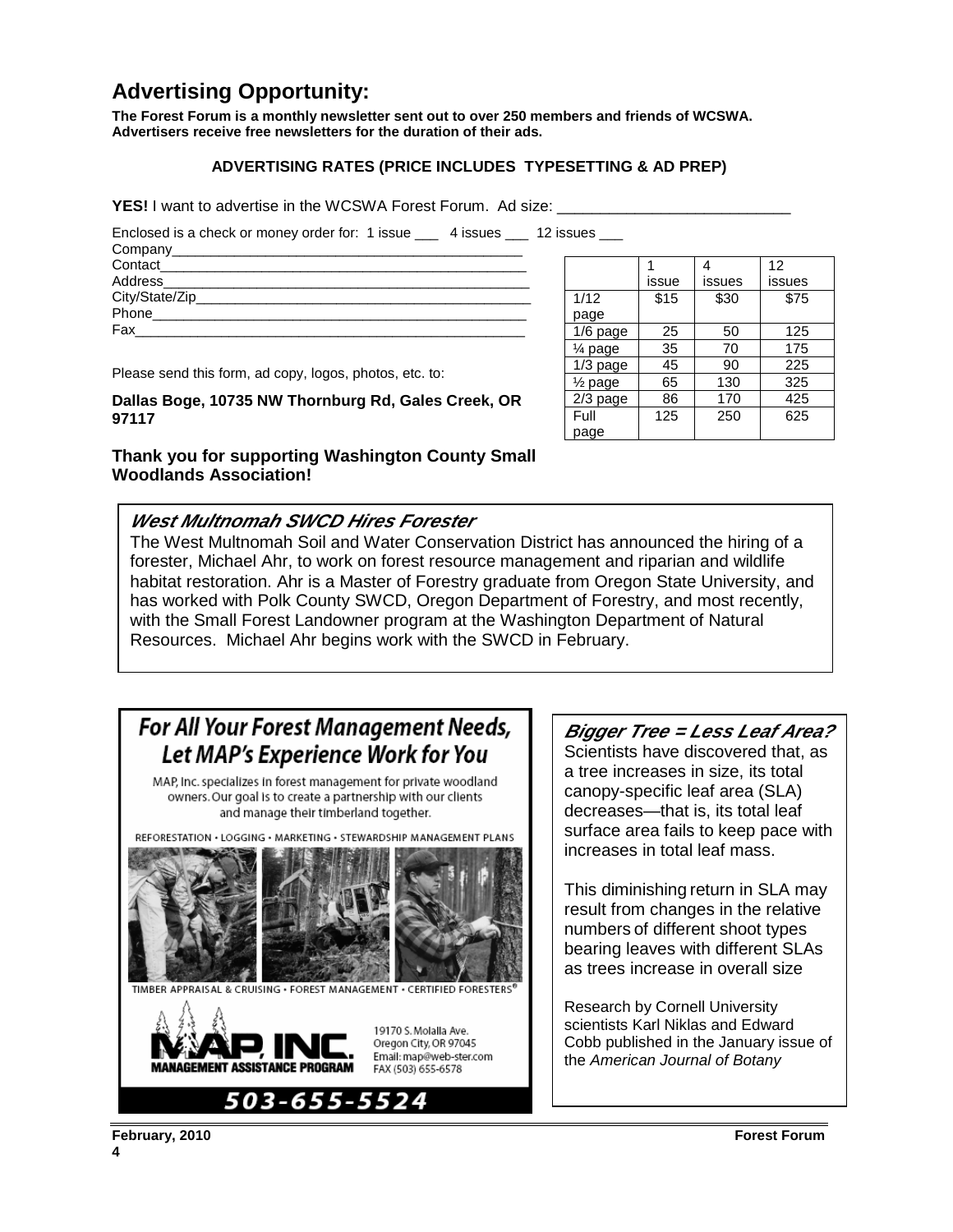## Advertising Opportunity:

**The Forest Forum is a monthly newsletter sent out to over 250 members and friends of WCSWA. Advertisers receive free newsletters for the duration of their ads.**

**ADVERTISING RATES (PRICE INCLUDES TYPESETTING & AD PREP)**

**YES!** I want to advertise in the WCSWA Forest Forum. Ad size: ___________________________

Enclosed is a check or money order for: 1 issue ___ 4 issues ___ 12 issues ___

Company_______________________________________________

Contact________________________________________________

Address________________________________________________

City/State/Zip___________________________________________

Phone_________________________________________________

Fax___________________________________________________

Please send this form, ad copy, logos, photos, etc. to:

**Dallas Boge, 10735 NW Thornburg Rd, Gales Creek, OR 97117**

**Thank you for supporting Washington County Small Woodlands Association!**

| | 1 issue | 4 issues | 12 issues |
|---|---|---|---|
| 1/12 page | $15 | $30 | $75 |
| 1/6 page | 25 | 50 | 125 |
| ¼ page | 35 | 70 | 175 |
| 1/3 page | 45 | 90 | 225 |
| ½ page | 65 | 130 | 325 |
| 2/3 page | 86 | 170 | 425 |
| Full page | 125 | 250 | 625 |

### *West Multnomah SWCD Hires Forester*

The West Multnomah Soil and Water Conservation District has announced the hiring of a forester, Michael Ahr, to work on forest resource management and riparian and wildlife habitat restoration. Ahr is a Master of Forestry graduate from Oregon State University, and has worked with Polk County SWCD, Oregon Department of Forestry, and most recently, with the Small Forest Landowner program at the Washington Department of Natural Resources. Michael Ahr begins work with the SWCD in February.

**For All Your Forest Management Needs, Let MAP's Experience Work for You**

MAP, Inc. specializes in forest management for private woodland owners. Our goal is to create a partnership with our clients and manage their timberland together.

REFORESTATION • LOGGING • MARKETING • STEWARDSHIP MANAGEMENT PLANS

TIMBER APPRAISAL & CRUISING • FOREST MANAGEMENT • CERTIFIED FORESTERS®

**MAP, INC.**
MANAGEMENT ASSISTANCE PROGRAM

19170 S. Molalla Ave.
Oregon City, OR 97045
Email: map@web-ster.com
FAX (503) 655-6578

**503-655-5524**

### *Bigger Tree = Less Leaf Area?*

Scientists have discovered that, as a tree increases in size, its total canopy-specific leaf area (SLA) decreases—that is, its total leaf surface area fails to keep pace with increases in total leaf mass.

This diminishing return in SLA may result from changes in the relative numbers of different shoot types bearing leaves with different SLAs as trees increase in overall size

Research by Cornell University scientists Karl Niklas and Edward Cobb published in the January issue of the *American Journal of Botany*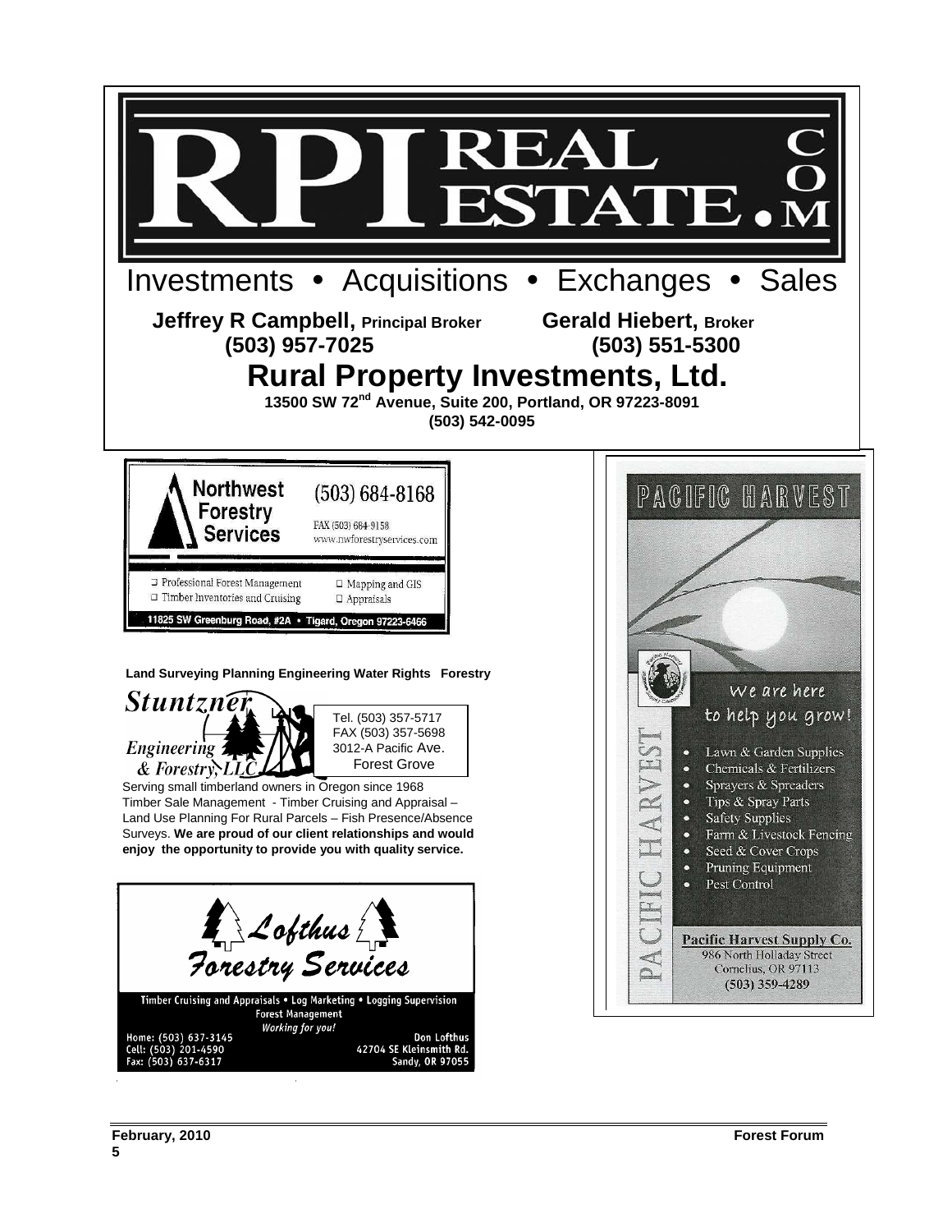# RPI REAL ESTATE.COM

Investments • Acquisitions • Exchanges • Sales

**Jeffrey R Campbell, Principal Broker** **(503) 957-7025**

**Gerald Hiebert, Broker** **(503) 551-5300**

## Rural Property Investments, Ltd.

**13500 SW 72nd Avenue, Suite 200, Portland, OR 97223-8091**
**(503) 542-0095**

---

**Northwest Forestry Services**

(503) 684-8168
FAX (503) 684-9158
www.nwforestryservices.com

- Professional Forest Management
- Timber Inventories and Cruising
- Mapping and GIS
- Appraisals

11825 SW Greenburg Road, #2A • Tigard, Oregon 97223-6466

---

**Land Surveying Planning Engineering Water Rights Forestry**

*Stuntzner Engineering & Forestry, LLC*

Tel. (503) 357-5717
FAX (503) 357-5698
3012-A Pacific Ave.
Forest Grove

Serving small timberland owners in Oregon since 1968
Timber Sale Management - Timber Cruising and Appraisal – Land Use Planning For Rural Parcels – Fish Presence/Absence Surveys. **We are proud of our client relationships and would enjoy the opportunity to provide you with quality service.**

---

*Lofthus Forestry Services*

Timber Cruising and Appraisals • Log Marketing • Logging Supervision
Forest Management
*Working for you!*

Home: (503) 637-3145
Cell: (503) 201-4590
Fax: (503) 637-6317

Don Lofthus
42704 SE Kleinsmith Rd.
Sandy, OR 97055

---

**PACIFIC HARVEST**

We are here to help you grow!

- Lawn & Garden Supplies
- Chemicals & Fertilizers
- Sprayers & Spreaders
- Tips & Spray Parts
- Safety Supplies
- Farm & Livestock Fencing
- Seed & Cover Crops
- Pruning Equipment
- Pest Control

**Pacific Harvest Supply Co.**
986 North Holladay Street
Cornelius, OR 97113
(503) 359-4289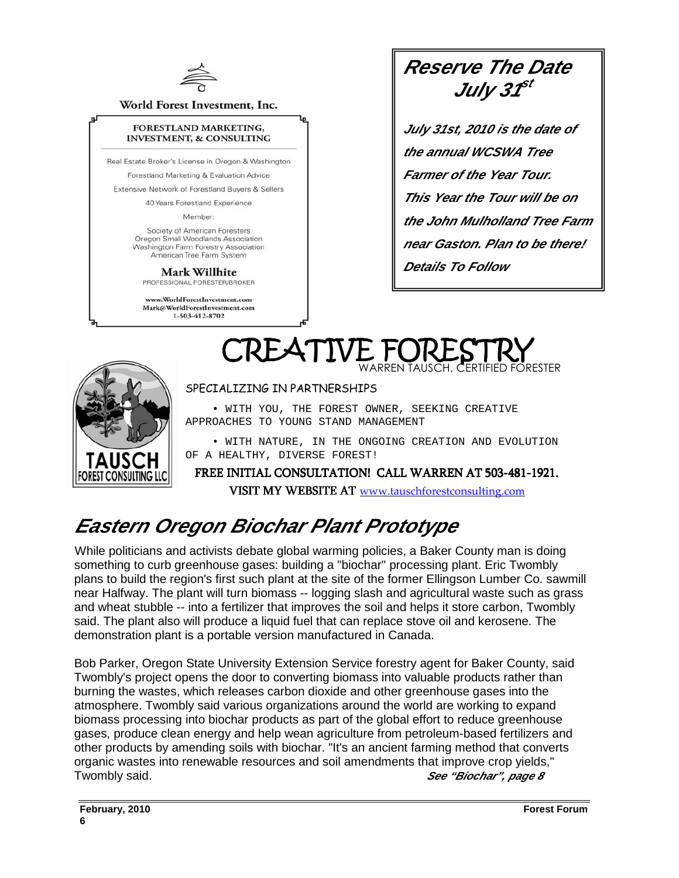World Forest Investment, Inc.

**FORESTLAND MARKETING, INVESTMENT, & CONSULTING**

Real Estate Broker's License in Oregon & Washington

Forestland Marketing & Evaluation Advice

Extensive Network of Forestland Buyers & Sellers

40 Years Forestland Experience

Member:

Society of American Foresters
Oregon Small Woodlands Association
Washington Farm Forestry Association
American Tree Farm System

**Mark Willhite**
PROFESSIONAL FORESTER/BROKER

www.WorldForestInvestment.com
Mark@WorldForestInvestment.com
1-503-412-8702

## *Reserve The Date July 31st*

***July 31st, 2010 is the date of the annual WCSWA Tree Farmer of the Year Tour. This Year the Tour will be on the John Mulholland Tree Farm near Gaston. Plan to be there! Details To Follow***

# CREATIVE FORESTRY

WARREN TAUSCH, CERTIFIED FORESTER

TAUSCH FOREST CONSULTING LLC

SPECIALIZING IN PARTNERSHIPS

- WITH YOU, THE FOREST OWNER, SEEKING CREATIVE APPROACHES TO YOUNG STAND MANAGEMENT
- WITH NATURE, IN THE ONGOING CREATION AND EVOLUTION OF A HEALTHY, DIVERSE FOREST!

FREE INITIAL CONSULTATION! CALL WARREN AT 503-481-1921.

VISIT MY WEBSITE AT www.tauschforestconsulting.com

## *Eastern Oregon Biochar Plant Prototype*

While politicians and activists debate global warming policies, a Baker County man is doing something to curb greenhouse gases: building a "biochar" processing plant. Eric Twombly plans to build the region's first such plant at the site of the former Ellingson Lumber Co. sawmill near Halfway. The plant will turn biomass -- logging slash and agricultural waste such as grass and wheat stubble -- into a fertilizer that improves the soil and helps it store carbon, Twombly said. The plant also will produce a liquid fuel that can replace stove oil and kerosene. The demonstration plant is a portable version manufactured in Canada.

Bob Parker, Oregon State University Extension Service forestry agent for Baker County, said Twombly's project opens the door to converting biomass into valuable products rather than burning the wastes, which releases carbon dioxide and other greenhouse gases into the atmosphere. Twombly said various organizations around the world are working to expand biomass processing into biochar products as part of the global effort to reduce greenhouse gases, produce clean energy and help wean agriculture from petroleum-based fertilizers and other products by amending soils with biochar. "It's an ancient farming method that converts organic wastes into renewable resources and soil amendments that improve crop yields," Twombly said.

***See "Biochar", page 8***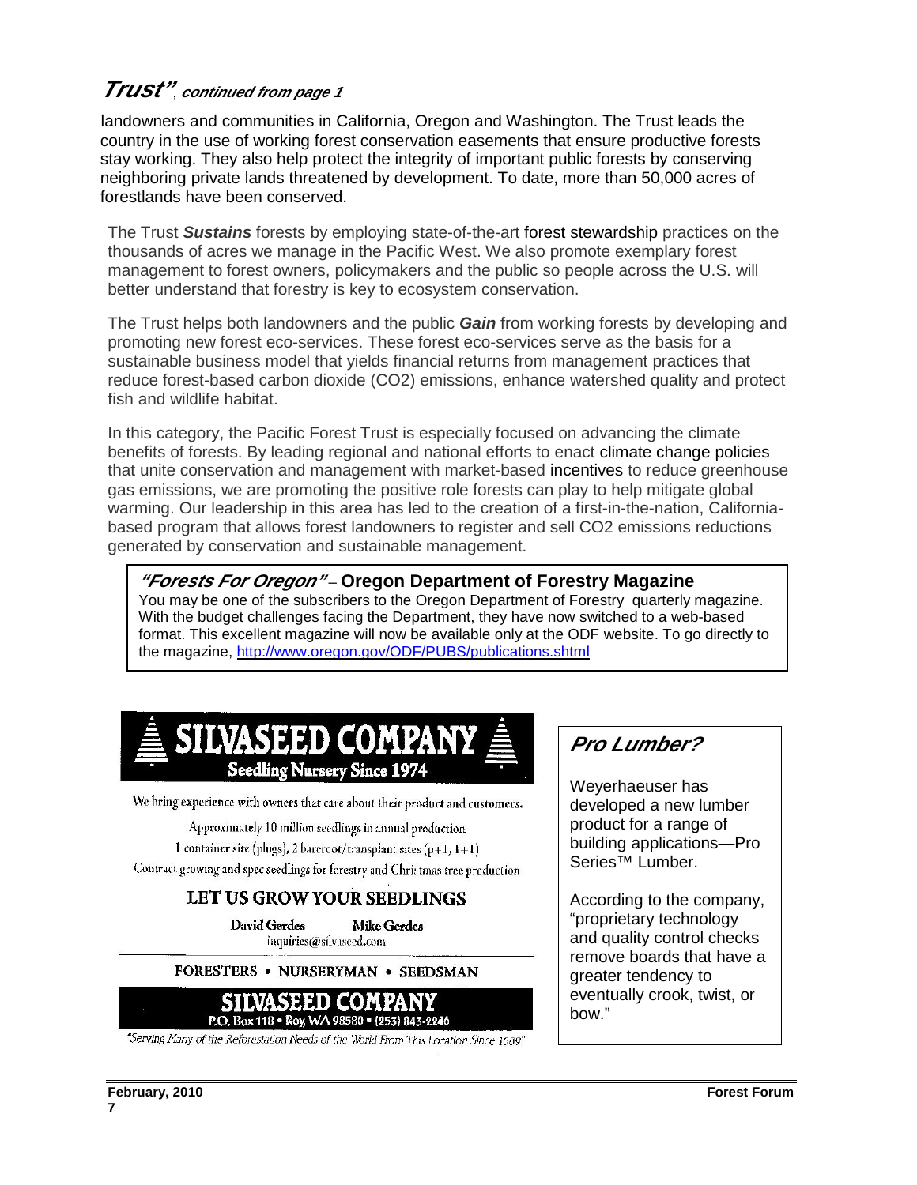## *Trust"*, *continued from page 1*

landowners and communities in California, Oregon and Washington. The Trust leads the country in the use of working forest conservation easements that ensure productive forests stay working. They also help protect the integrity of important public forests by conserving neighboring private lands threatened by development. To date, more than 50,000 acres of forestlands have been conserved.

The Trust ***Sustains*** forests by employing state-of-the-art forest stewardship practices on the thousands of acres we manage in the Pacific West. We also promote exemplary forest management to forest owners, policymakers and the public so people across the U.S. will better understand that forestry is key to ecosystem conservation.

The Trust helps both landowners and the public ***Gain*** from working forests by developing and promoting new forest eco-services. These forest eco-services serve as the basis for a sustainable business model that yields financial returns from management practices that reduce forest-based carbon dioxide ($CO_2$) emissions, enhance watershed quality and protect fish and wildlife habitat.

In this category, the Pacific Forest Trust is especially focused on advancing the climate benefits of forests. By leading regional and national efforts to enact climate change policies that unite conservation and management with market-based incentives to reduce greenhouse gas emissions, we are promoting the positive role forests can play to help mitigate global warming. Our leadership in this area has led to the creation of a first-in-the-nation, California-based program that allows forest landowners to register and sell $CO_2$ emissions reductions generated by conservation and sustainable management.

### *"Forests For Oregon"* – Oregon Department of Forestry Magazine

You may be one of the subscribers to the Oregon Department of Forestry quarterly magazine. With the budget challenges facing the Department, they have now switched to a web-based format. This excellent magazine will now be available only at the ODF website. To go directly to the magazine, http://www.oregon.gov/ODF/PUBS/publications.shtml

**SILVASEED COMPANY**
**Seedling Nursery Since 1974**

We bring experience with owners that care about their product and customers.

Approximately 10 million seedlings in annual production

1 container site (plugs), 2 bareroot/transplant sites (p+1, 1+1)

Contract growing and spec seedlings for forestry and Christmas tree production

**LET US GROW YOUR SEEDLINGS**

**David Gerdes** **Mike Gerdes**
inquiries@silvaseed.com

FORESTERS • NURSERYMAN • SEEDSMAN

**SILVASEED COMPANY**
P.O. Box 118 • Roy, WA 98580 • (253) 843-2246

*"Serving Many of the Reforestation Needs of the World From This Location Since 1889"*

### *Pro Lumber?*

Weyerhaeuser has developed a new lumber product for a range of building applications—Pro Series™ Lumber.

According to the company, "proprietary technology and quality control checks remove boards that have a greater tendency to eventually crook, twist, or bow."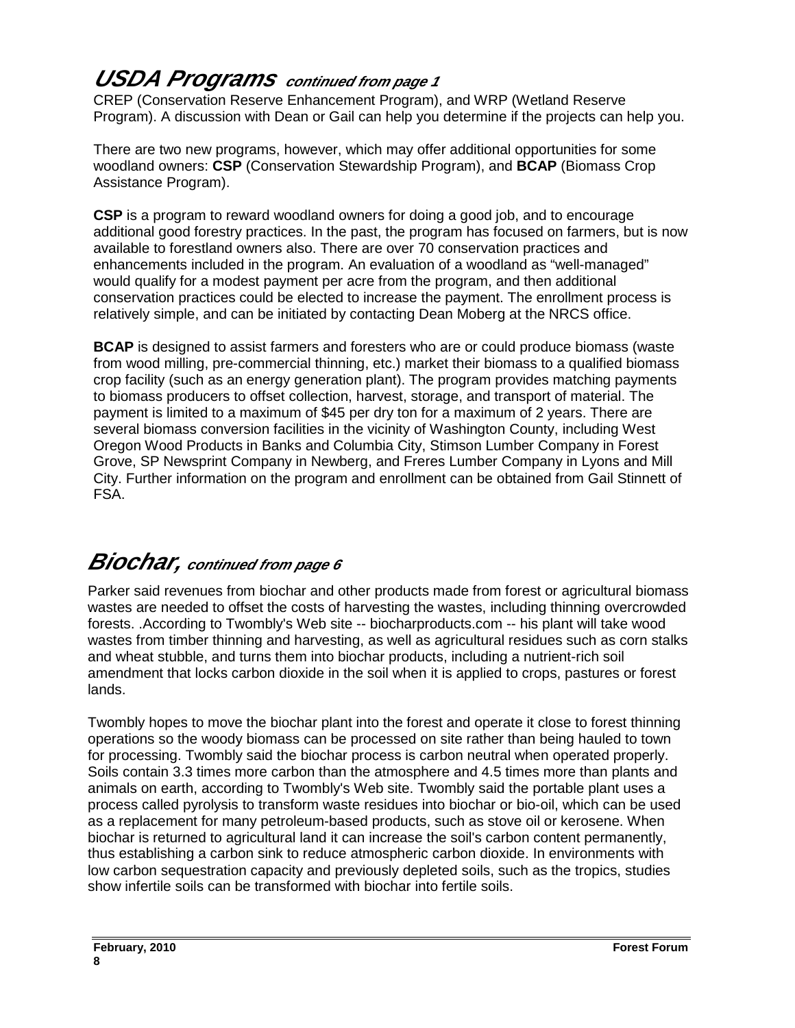## USDA Programs *continued from page 1*

CREP (Conservation Reserve Enhancement Program), and WRP (Wetland Reserve Program). A discussion with Dean or Gail can help you determine if the projects can help you.

There are two new programs, however, which may offer additional opportunities for some woodland owners: **CSP** (Conservation Stewardship Program), and **BCAP** (Biomass Crop Assistance Program).

**CSP** is a program to reward woodland owners for doing a good job, and to encourage additional good forestry practices. In the past, the program has focused on farmers, but is now available to forestland owners also. There are over 70 conservation practices and enhancements included in the program. An evaluation of a woodland as "well-managed" would qualify for a modest payment per acre from the program, and then additional conservation practices could be elected to increase the payment. The enrollment process is relatively simple, and can be initiated by contacting Dean Moberg at the NRCS office.

**BCAP** is designed to assist farmers and foresters who are or could produce biomass (waste from wood milling, pre-commercial thinning, etc.) market their biomass to a qualified biomass crop facility (such as an energy generation plant). The program provides matching payments to biomass producers to offset collection, harvest, storage, and transport of material. The payment is limited to a maximum of $45 per dry ton for a maximum of 2 years. There are several biomass conversion facilities in the vicinity of Washington County, including West Oregon Wood Products in Banks and Columbia City, Stimson Lumber Company in Forest Grove, SP Newsprint Company in Newberg, and Freres Lumber Company in Lyons and Mill City. Further information on the program and enrollment can be obtained from Gail Stinnett of FSA.

## Biochar, *continued from page 6*

Parker said revenues from biochar and other products made from forest or agricultural biomass wastes are needed to offset the costs of harvesting the wastes, including thinning overcrowded forests. .According to Twombly's Web site -- biocharproducts.com -- his plant will take wood wastes from timber thinning and harvesting, as well as agricultural residues such as corn stalks and wheat stubble, and turns them into biochar products, including a nutrient-rich soil amendment that locks carbon dioxide in the soil when it is applied to crops, pastures or forest lands.

Twombly hopes to move the biochar plant into the forest and operate it close to forest thinning operations so the woody biomass can be processed on site rather than being hauled to town for processing. Twombly said the biochar process is carbon neutral when operated properly. Soils contain 3.3 times more carbon than the atmosphere and 4.5 times more than plants and animals on earth, according to Twombly's Web site. Twombly said the portable plant uses a process called pyrolysis to transform waste residues into biochar or bio-oil, which can be used as a replacement for many petroleum-based products, such as stove oil or kerosene. When biochar is returned to agricultural land it can increase the soil's carbon content permanently, thus establishing a carbon sink to reduce atmospheric carbon dioxide. In environments with low carbon sequestration capacity and previously depleted soils, such as the tropics, studies show infertile soils can be transformed with biochar into fertile soils.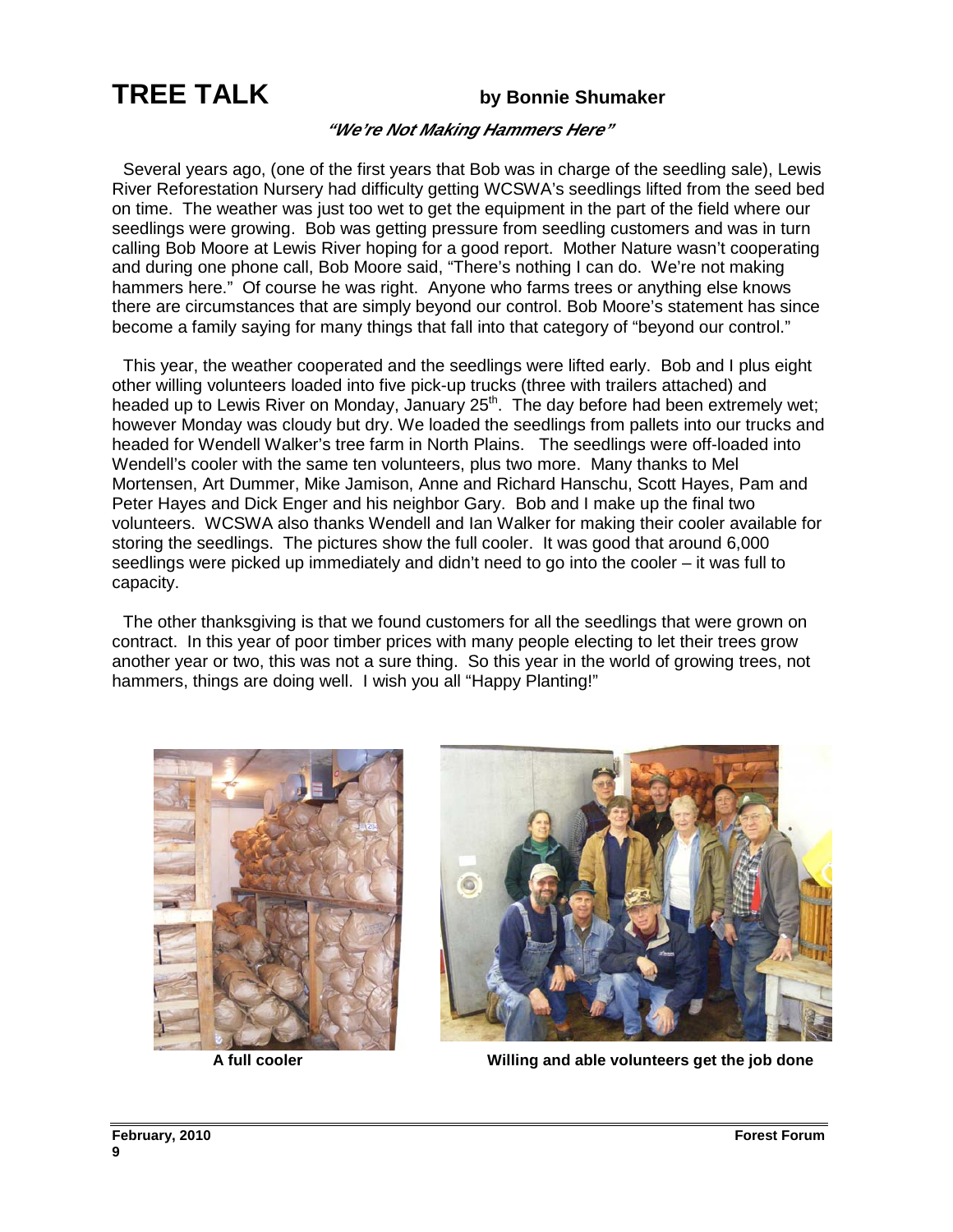# TREE TALK

**by Bonnie Shumaker**

***"We're Not Making Hammers Here"***

Several years ago, (one of the first years that Bob was in charge of the seedling sale), Lewis River Reforestation Nursery had difficulty getting WCSWA's seedlings lifted from the seed bed on time. The weather was just too wet to get the equipment in the part of the field where our seedlings were growing. Bob was getting pressure from seedling customers and was in turn calling Bob Moore at Lewis River hoping for a good report. Mother Nature wasn't cooperating and during one phone call, Bob Moore said, "There's nothing I can do. We're not making hammers here." Of course he was right. Anyone who farms trees or anything else knows there are circumstances that are simply beyond our control. Bob Moore's statement has since become a family saying for many things that fall into that category of "beyond our control."

This year, the weather cooperated and the seedlings were lifted early. Bob and I plus eight other willing volunteers loaded into five pick-up trucks (three with trailers attached) and headed up to Lewis River on Monday, January 25th. The day before had been extremely wet; however Monday was cloudy but dry. We loaded the seedlings from pallets into our trucks and headed for Wendell Walker's tree farm in North Plains. The seedlings were off-loaded into Wendell's cooler with the same ten volunteers, plus two more. Many thanks to Mel Mortensen, Art Dummer, Mike Jamison, Anne and Richard Hanschu, Scott Hayes, Pam and Peter Hayes and Dick Enger and his neighbor Gary. Bob and I make up the final two volunteers. WCSWA also thanks Wendell and Ian Walker for making their cooler available for storing the seedlings. The pictures show the full cooler. It was good that around 6,000 seedlings were picked up immediately and didn't need to go into the cooler – it was full to capacity.

The other thanksgiving is that we found customers for all the seedlings that were grown on contract. In this year of poor timber prices with many people electing to let their trees grow another year or two, this was not a sure thing. So this year in the world of growing trees, not hammers, things are doing well. I wish you all "Happy Planting!"

**A full cooler**

**Willing and able volunteers get the job done**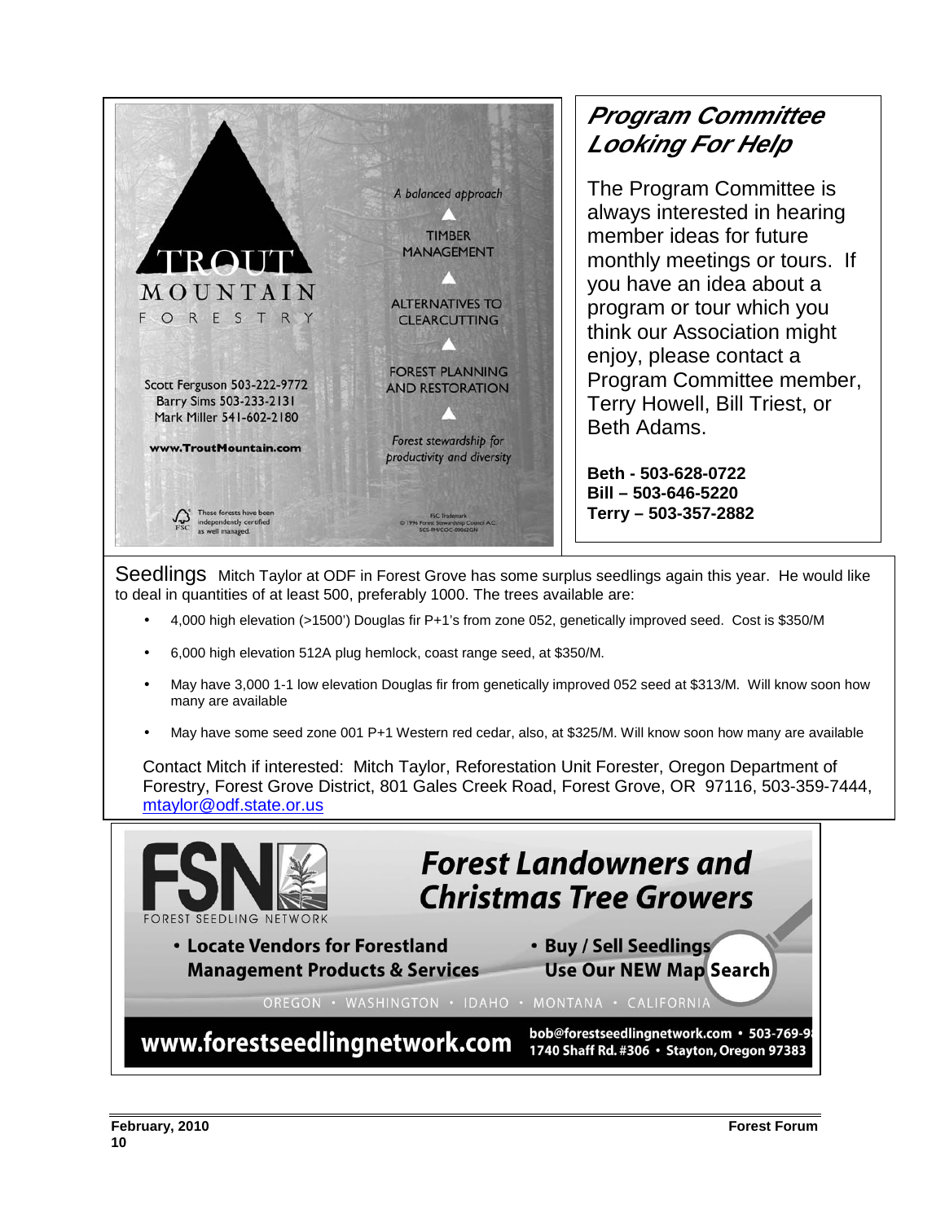TROUT MOUNTAIN FORESTRY

Scott Ferguson 503-222-9772
Barry Sims 503-233-2131
Mark Miller 541-602-2180

**www.TroutMountain.com**

These forests have been independently certified as well managed.

*A balanced approach*

TIMBER MANAGEMENT

ALTERNATIVES TO CLEARCUTTING

FOREST PLANNING AND RESTORATION

*Forest stewardship for productivity and diversity*

FSC Trademark
© 1996 Forest Stewardship Council A.C.
SCS-FM/COC-00062GN

## *Program Committee Looking For Help*

The Program Committee is always interested in hearing member ideas for future monthly meetings or tours. If you have an idea about a program or tour which you think our Association might enjoy, please contact a Program Committee member, Terry Howell, Bill Triest, or Beth Adams.

**Beth - 503-628-0722**
**Bill – 503-646-5220**
**Terry – 503-357-2882**

Seedlings Mitch Taylor at ODF in Forest Grove has some surplus seedlings again this year. He would like to deal in quantities of at least 500, preferably 1000. The trees available are:

- 4,000 high elevation (>1500') Douglas fir P+1's from zone 052, genetically improved seed. Cost is $350/M
- 6,000 high elevation 512A plug hemlock, coast range seed, at $350/M.
- May have 3,000 1-1 low elevation Douglas fir from genetically improved 052 seed at $313/M. Will know soon how many are available
- May have some seed zone 001 P+1 Western red cedar, also, at $325/M. Will know soon how many are available

Contact Mitch if interested: Mitch Taylor, Reforestation Unit Forester, Oregon Department of Forestry, Forest Grove District, 801 Gales Creek Road, Forest Grove, OR 97116, 503-359-7444, mtaylor@odf.state.or.us

FSN FOREST SEEDLING NETWORK

***Forest Landowners and Christmas Tree Growers***

- **Locate Vendors for Forestland Management Products & Services**
- **Buy / Sell Seedlings Use Our NEW Map Search**

OREGON • WASHINGTON • IDAHO • MONTANA • CALIFORNIA

**www.forestseedlingnetwork.com** **bob@forestseedlingnetwork.com • 503-769-9** **1740 Shaff Rd. #306 • Stayton, Oregon 97383**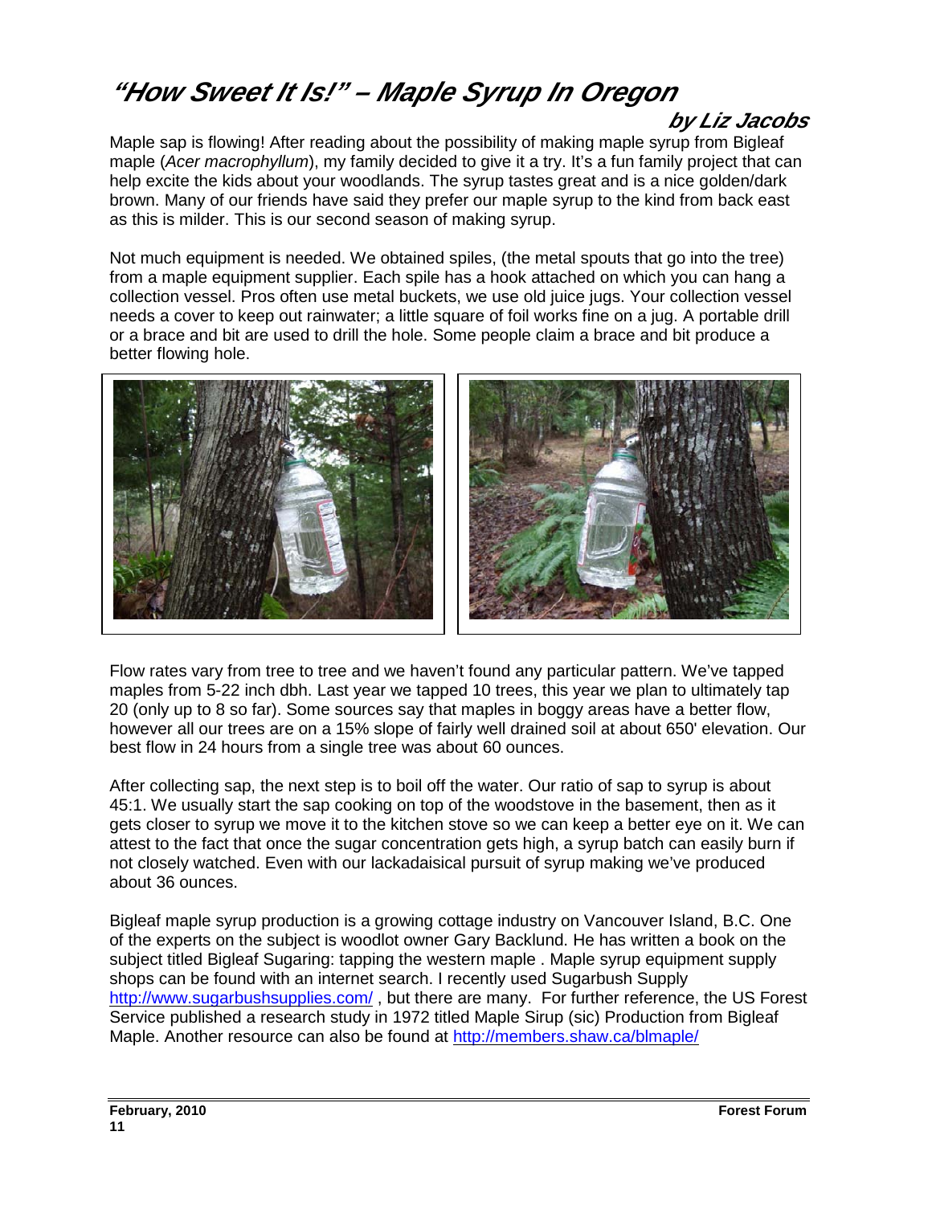# "How Sweet It Is!" – Maple Syrup In Oregon

**by Liz Jacobs**

Maple sap is flowing! After reading about the possibility of making maple syrup from Bigleaf maple (*Acer macrophyllum*), my family decided to give it a try. It's a fun family project that can help excite the kids about your woodlands. The syrup tastes great and is a nice golden/dark brown. Many of our friends have said they prefer our maple syrup to the kind from back east as this is milder. This is our second season of making syrup.

Not much equipment is needed. We obtained spiles, (the metal spouts that go into the tree) from a maple equipment supplier. Each spile has a hook attached on which you can hang a collection vessel. Pros often use metal buckets, we use old juice jugs. Your collection vessel needs a cover to keep out rainwater; a little square of foil works fine on a jug. A portable drill or a brace and bit are used to drill the hole. Some people claim a brace and bit produce a better flowing hole.

Flow rates vary from tree to tree and we haven't found any particular pattern. We've tapped maples from 5-22 inch dbh. Last year we tapped 10 trees, this year we plan to ultimately tap 20 (only up to 8 so far). Some sources say that maples in boggy areas have a better flow, however all our trees are on a 15% slope of fairly well drained soil at about 650' elevation. Our best flow in 24 hours from a single tree was about 60 ounces.

After collecting sap, the next step is to boil off the water. Our ratio of sap to syrup is about 45:1. We usually start the sap cooking on top of the woodstove in the basement, then as it gets closer to syrup we move it to the kitchen stove so we can keep a better eye on it. We can attest to the fact that once the sugar concentration gets high, a syrup batch can easily burn if not closely watched. Even with our lackadaisical pursuit of syrup making we've produced about 36 ounces.

Bigleaf maple syrup production is a growing cottage industry on Vancouver Island, B.C. One of the experts on the subject is woodlot owner Gary Backlund. He has written a book on the subject titled Bigleaf Sugaring: tapping the western maple . Maple syrup equipment supply shops can be found with an internet search. I recently used Sugarbush Supply http://www.sugarbushsupplies.com/ , but there are many. For further reference, the US Forest Service published a research study in 1972 titled Maple Sirup (sic) Production from Bigleaf Maple. Another resource can also be found at http://members.shaw.ca/blmaple/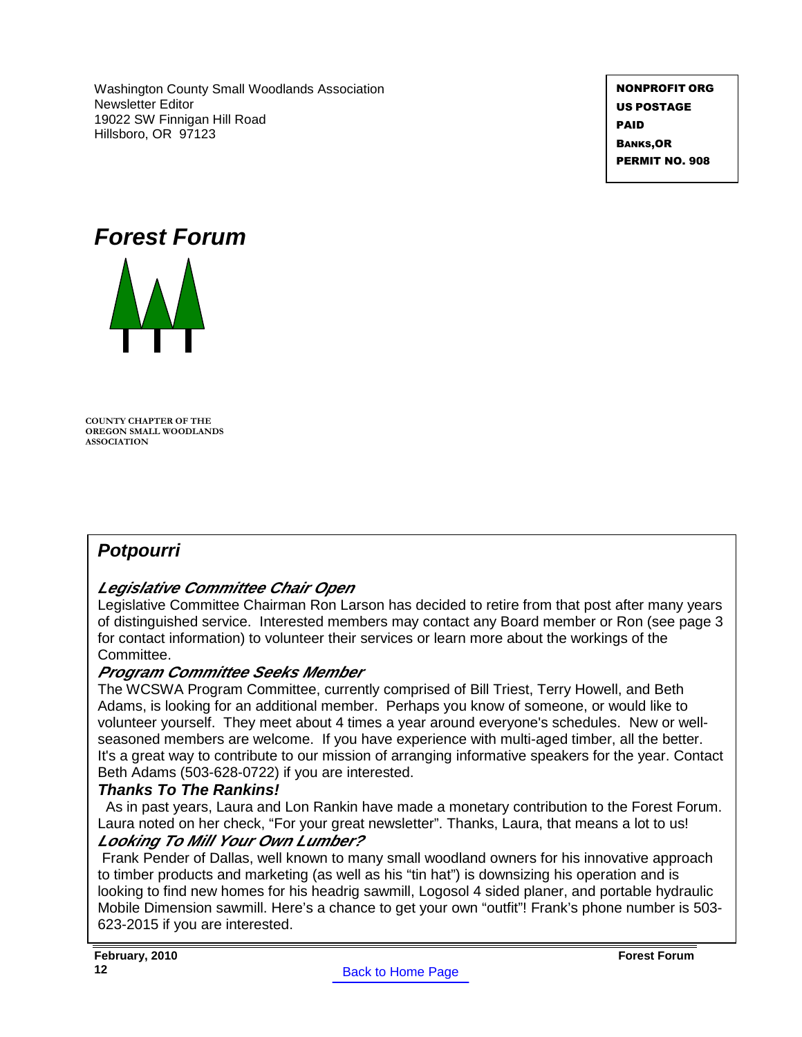Washington County Small Woodlands Association
Newsletter Editor
19022 SW Finnigan Hill Road
Hillsboro, OR 97123

NONPROFIT ORG
US POSTAGE
PAID
BANKS,OR
PERMIT NO. 908

# *Forest Forum*

COUNTY CHAPTER OF THE OREGON SMALL WOODLANDS ASSOCIATION

## *Potpourri*

### *Legislative Committee Chair Open*

Legislative Committee Chairman Ron Larson has decided to retire from that post after many years of distinguished service. Interested members may contact any Board member or Ron (see page 3 for contact information) to volunteer their services or learn more about the workings of the Committee.

### *Program Committee Seeks Member*

The WCSWA Program Committee, currently comprised of Bill Triest, Terry Howell, and Beth Adams, is looking for an additional member. Perhaps you know of someone, or would like to volunteer yourself. They meet about 4 times a year around everyone's schedules. New or well-seasoned members are welcome. If you have experience with multi-aged timber, all the better. It's a great way to contribute to our mission of arranging informative speakers for the year. Contact Beth Adams (503-628-0722) if you are interested.

### *Thanks To The Rankins!*

As in past years, Laura and Lon Rankin have made a monetary contribution to the Forest Forum. Laura noted on her check, "For your great newsletter". Thanks, Laura, that means a lot to us!

### *Looking To Mill Your Own Lumber?*

Frank Pender of Dallas, well known to many small woodland owners for his innovative approach to timber products and marketing (as well as his "tin hat") is downsizing his operation and is looking to find new homes for his headrig sawmill, Logosol 4 sided planer, and portable hydraulic Mobile Dimension sawmill. Here's a chance to get your own "outfit"! Frank's phone number is 503-623-2015 if you are interested.

Back to Home Page